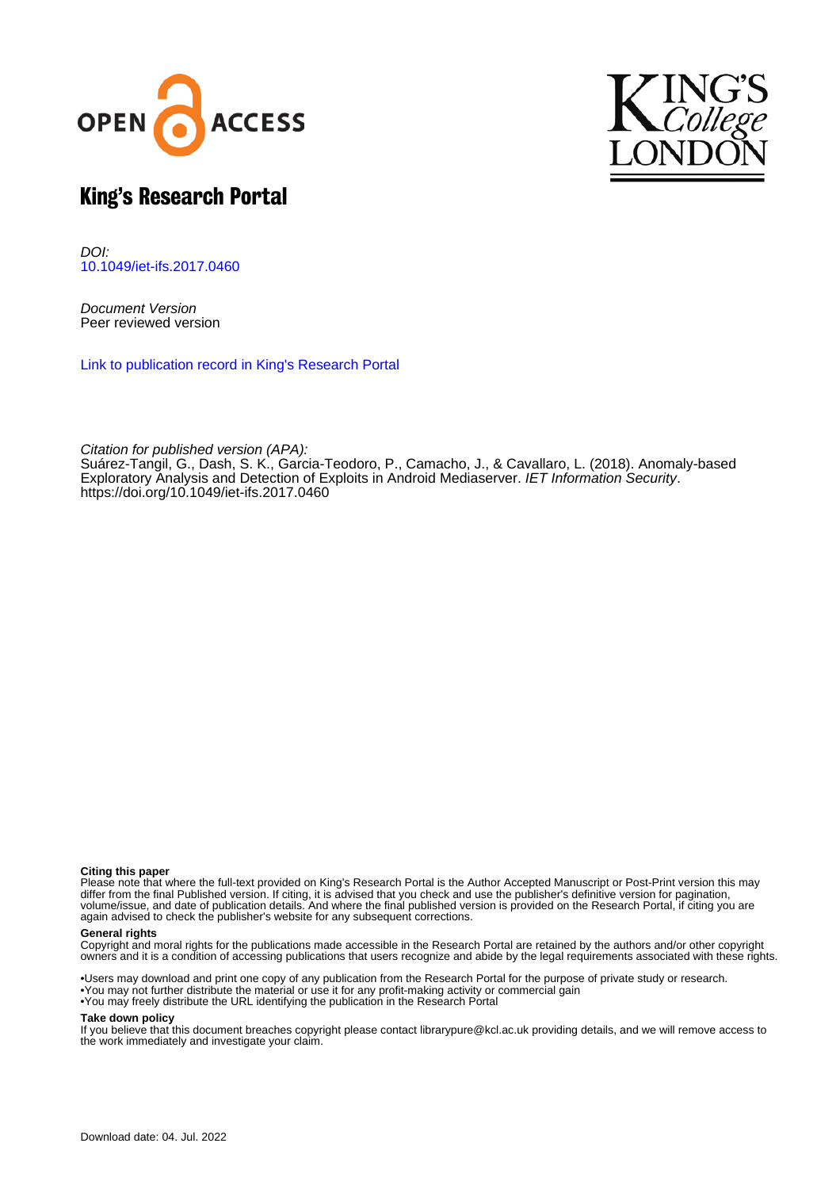# King's Research Portal

*DOI:*
10.1049/iet-ifs.2017.0460

*Document Version*
Peer reviewed version

Link to publication record in King's Research Portal

*Citation for published version (APA):*
Suárez-Tangil, G., Dash, S. K., Garcia-Teodoro, P., Camacho, J., & Cavallaro, L. (2018). Anomaly-based Exploratory Analysis and Detection of Exploits in Android Mediaserver. *IET Information Security*. https://doi.org/10.1049/iet-ifs.2017.0460

**Citing this paper**
Please note that where the full-text provided on King's Research Portal is the Author Accepted Manuscript or Post-Print version this may differ from the final Published version. If citing, it is advised that you check and use the publisher's definitive version for pagination, volume/issue, and date of publication details. And where the final published version is provided on the Research Portal, if citing you are again advised to check the publisher's website for any subsequent corrections.

**General rights**
Copyright and moral rights for the publications made accessible in the Research Portal are retained by the authors and/or other copyright owners and it is a condition of accessing publications that users recognize and abide by the legal requirements associated with these rights.

•Users may download and print one copy of any publication from the Research Portal for the purpose of private study or research.
•You may not further distribute the material or use it for any profit-making activity or commercial gain
•You may freely distribute the URL identifying the publication in the Research Portal

**Take down policy**
If you believe that this document breaches copyright please contact librarypure@kcl.ac.uk providing details, and we will remove access to the work immediately and investigate your claim.

Download date: 04. Jul. 2022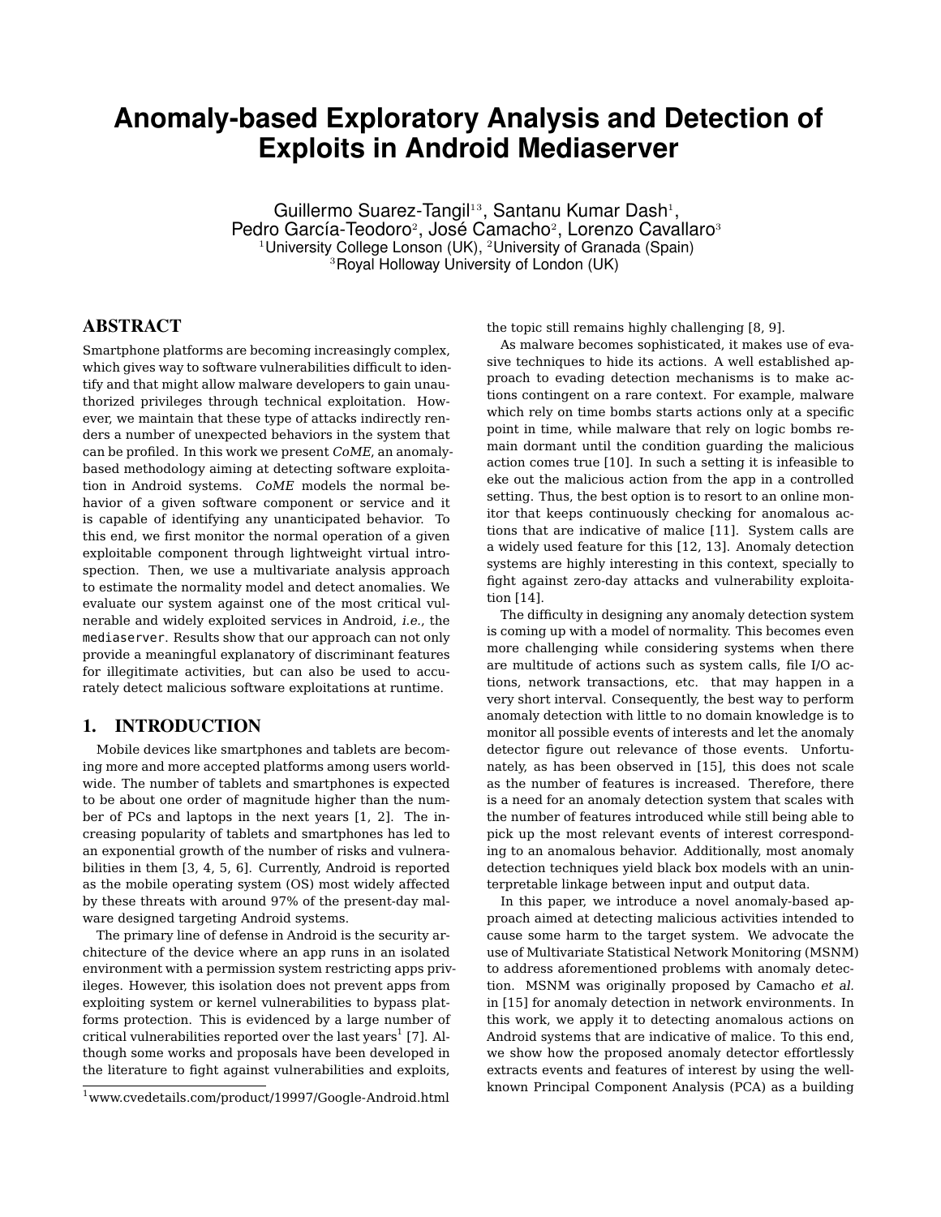# Anomaly-based Exploratory Analysis and Detection of Exploits in Android Mediaserver

Guillermo Suarez-Tangil[1 3], Santanu Kumar Dash[1], Pedro García-Teodoro[2], José Camacho[2], Lorenzo Cavallaro[3]

[1]University College Lonson (UK), [2]University of Granada (Spain)
[3]Royal Holloway University of London (UK)

## ABSTRACT

Smartphone platforms are becoming increasingly complex, which gives way to software vulnerabilities difficult to identify and that might allow malware developers to gain unauthorized privileges through technical exploitation. However, we maintain that these type of attacks indirectly renders a number of unexpected behaviors in the system that can be profiled. In this work we present *CoME*, an anomaly-based methodology aiming at detecting software exploitation in Android systems. *CoME* models the normal behavior of a given software component or service and it is capable of identifying any unanticipated behavior. To this end, we first monitor the normal operation of a given exploitable component through lightweight virtual introspection. Then, we use a multivariate analysis approach to estimate the normality model and detect anomalies. We evaluate our system against one of the most critical vulnerable and widely exploited services in Android, *i.e.*, the `mediaserver`. Results show that our approach can not only provide a meaningful explanatory of discriminant features for illegitimate activities, but can also be used to accurately detect malicious software exploitations at runtime.

## 1. INTRODUCTION

Mobile devices like smartphones and tablets are becoming more and more accepted platforms among users worldwide. The number of tablets and smartphones is expected to be about one order of magnitude higher than the number of PCs and laptops in the next years [1, 2]. The increasing popularity of tablets and smartphones has led to an exponential growth of the number of risks and vulnerabilities in them [3, 4, 5, 6]. Currently, Android is reported as the mobile operating system (OS) most widely affected by these threats with around 97% of the present-day malware designed targeting Android systems.

The primary line of defense in Android is the security architecture of the device where an app runs in an isolated environment with a permission system restricting apps privileges. However, this isolation does not prevent apps from exploiting system or kernel vulnerabilities to bypass platforms protection. This is evidenced by a large number of critical vulnerabilities reported over the last years[1] [7]. Although some works and proposals have been developed in the literature to fight against vulnerabilities and exploits, the topic still remains highly challenging [8, 9].

As malware becomes sophisticated, it makes use of evasive techniques to hide its actions. A well established approach to evading detection mechanisms is to make actions contingent on a rare context. For example, malware which rely on time bombs starts actions only at a specific point in time, while malware that rely on logic bombs remain dormant until the condition guarding the malicious action comes true [10]. In such a setting it is infeasible to eke out the malicious action from the app in a controlled setting. Thus, the best option is to resort to an online monitor that keeps continuously checking for anomalous actions that are indicative of malice [11]. System calls are a widely used feature for this [12, 13]. Anomaly detection systems are highly interesting in this context, specially to fight against zero-day attacks and vulnerability exploitation [14].

The difficulty in designing any anomaly detection system is coming up with a model of normality. This becomes even more challenging while considering systems when there are multitude of actions such as system calls, file I/O actions, network transactions, etc. that may happen in a very short interval. Consequently, the best way to perform anomaly detection with little to no domain knowledge is to monitor all possible events of interests and let the anomaly detector figure out relevance of those events. Unfortunately, as has been observed in [15], this does not scale as the number of features is increased. Therefore, there is a need for an anomaly detection system that scales with the number of features introduced while still being able to pick up the most relevant events of interest corresponding to an anomalous behavior. Additionally, most anomaly detection techniques yield black box models with an uninterpretable linkage between input and output data.

In this paper, we introduce a novel anomaly-based approach aimed at detecting malicious activities intended to cause some harm to the target system. We advocate the use of Multivariate Statistical Network Monitoring (MSNM) to address aforementioned problems with anomaly detection. MSNM was originally proposed by Camacho *et al.* in [15] for anomaly detection in network environments. In this work, we apply it to detecting anomalous actions on Android systems that are indicative of malice. To this end, we show how the proposed anomaly detector effortlessly extracts events and features of interest by using the well-known Principal Component Analysis (PCA) as a building

[1] www.cvedetails.com/product/19997/Google-Android.html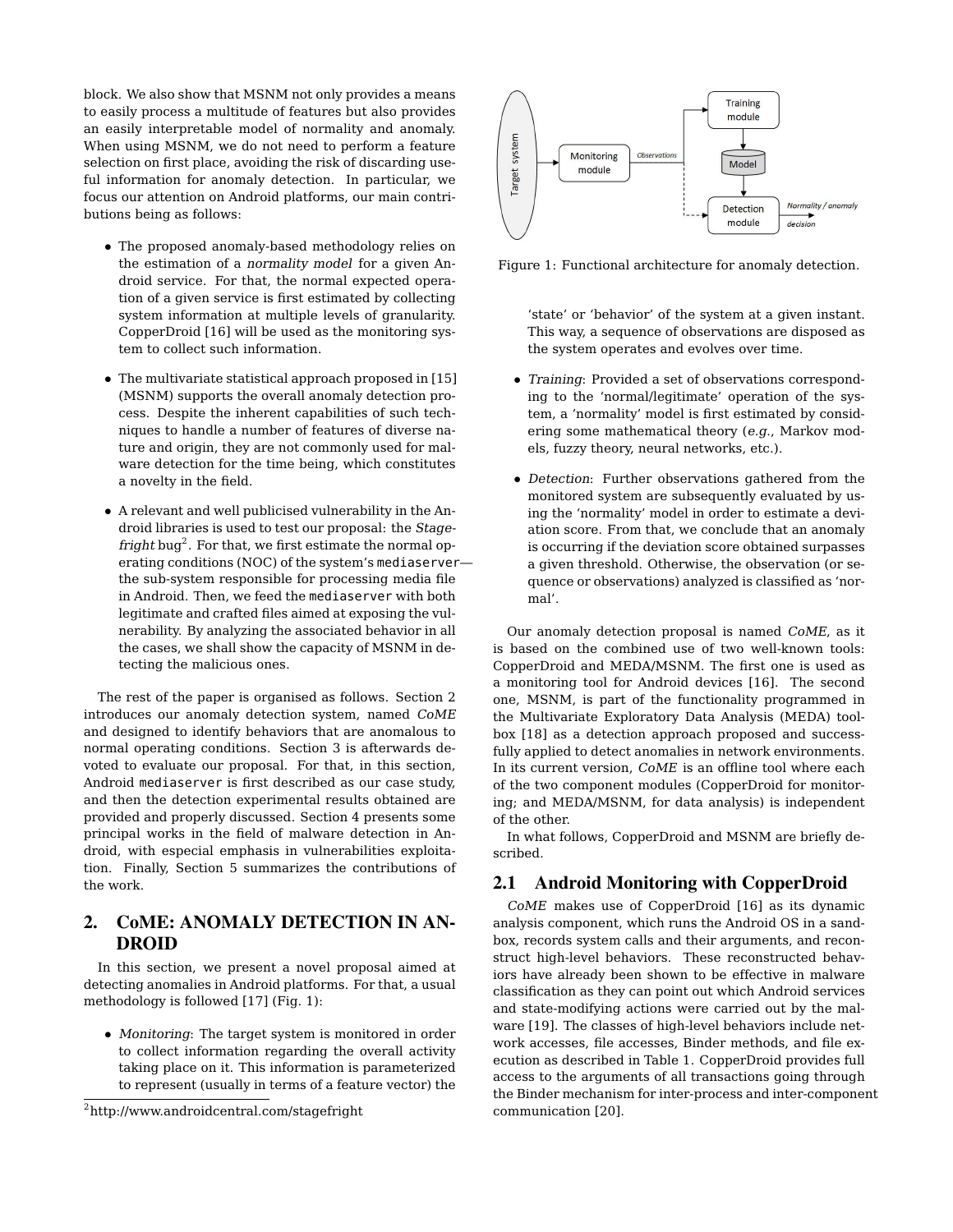block. We also show that MSNM not only provides a means to easily process a multitude of features but also provides an easily interpretable model of normality and anomaly. When using MSNM, we do not need to perform a feature selection on first place, avoiding the risk of discarding useful information for anomaly detection. In particular, we focus our attention on Android platforms, our main contributions being as follows:

- The proposed anomaly-based methodology relies on the estimation of a *normality model* for a given Android service. For that, the normal expected operation of a given service is first estimated by collecting system information at multiple levels of granularity. CopperDroid [16] will be used as the monitoring system to collect such information.

- The multivariate statistical approach proposed in [15] (MSNM) supports the overall anomaly detection process. Despite the inherent capabilities of such techniques to handle a number of features of diverse nature and origin, they are not commonly used for malware detection for the time being, which constitutes a novelty in the field.

- A relevant and well publicised vulnerability in the Android libraries is used to test our proposal: the *Stagefright* bug[2]. For that, we first estimate the normal operating conditions (NOC) of the system's mediaserver—the sub-system responsible for processing media file in Android. Then, we feed the mediaserver with both legitimate and crafted files aimed at exposing the vulnerability. By analyzing the associated behavior in all the cases, we shall show the capacity of MSNM in detecting the malicious ones.

The rest of the paper is organised as follows. Section 2 introduces our anomaly detection system, named *CoME* and designed to identify behaviors that are anomalous to normal operating conditions. Section 3 is afterwards devoted to evaluate our proposal. For that, in this section, Android mediaserver is first described as our case study, and then the detection experimental results obtained are provided and properly discussed. Section 4 presents some principal works in the field of malware detection in Android, with especial emphasis in vulnerabilities exploitation. Finally, Section 5 summarizes the contributions of the work.

## 2. CoME: ANOMALY DETECTION IN ANDROID

In this section, we present a novel proposal aimed at detecting anomalies in Android platforms. For that, a usual methodology is followed [17] (Fig. 1):

- *Monitoring*: The target system is monitored in order to collect information regarding the overall activity taking place on it. This information is parameterized to represent (usually in terms of a feature vector) the 'state' or 'behavior' of the system at a given instant. This way, a sequence of observations are disposed as the system operates and evolves over time.

- *Training*: Provided a set of observations corresponding to the 'normal/legitimate' operation of the system, a 'normality' model is first estimated by considering some mathematical theory (*e.g.*, Markov models, fuzzy theory, neural networks, etc.).

- *Detection*: Further observations gathered from the monitored system are subsequently evaluated by using the 'normality' model in order to estimate a deviation score. From that, we conclude that an anomaly is occurring if the deviation score obtained surpasses a given threshold. Otherwise, the observation (or sequence or observations) analyzed is classified as 'normal'.

Figure 1: Functional architecture for anomaly detection.

Our anomaly detection proposal is named *CoME*, as it is based on the combined use of two well-known tools: CopperDroid and MEDA/MSNM. The first one is used as a monitoring tool for Android devices [16]. The second one, MSNM, is part of the functionality programmed in the Multivariate Exploratory Data Analysis (MEDA) toolbox [18] as a detection approach proposed and successfully applied to detect anomalies in network environments. In its current version, *CoME* is an offline tool where each of the two component modules (CopperDroid for monitoring; and MEDA/MSNM, for data analysis) is independent of the other.

In what follows, CopperDroid and MSNM are briefly described.

### 2.1 Android Monitoring with CopperDroid

*CoME* makes use of CopperDroid [16] as its dynamic analysis component, which runs the Android OS in a sandbox, records system calls and their arguments, and reconstruct high-level behaviors. These reconstructed behaviors have already been shown to be effective in malware classification as they can point out which Android services and state-modifying actions were carried out by the malware [19]. The classes of high-level behaviors include network accesses, file accesses, Binder methods, and file execution as described in Table 1. CopperDroid provides full access to the arguments of all transactions going through the Binder mechanism for inter-process and inter-component communication [20].

[2]http://www.androidcentral.com/stagefright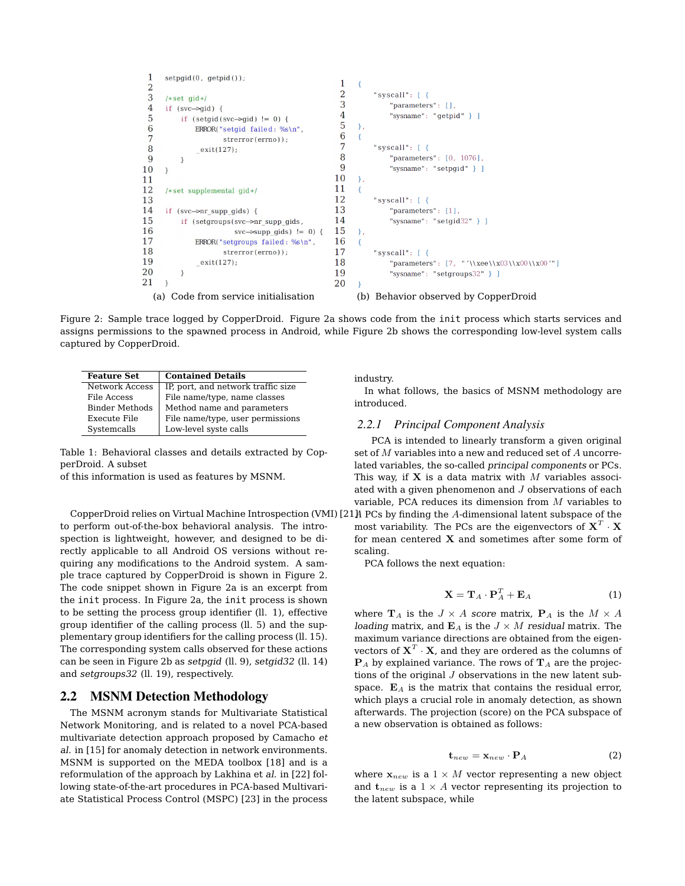```c
setpgid(0, getpid());

/*set gid*/
if (svc->gid) {
    if (setgid(svc->gid) != 0) {
        ERROR("setgid failed: %s\n",
              strerror(errno));
        _exit(127);
    }
}

/*set supplemental gid*/

if (svc->nr_supp_gids) {
    if (setgroups(svc->nr_supp_gids,
                  svc->supp_gids) != 0) {
        ERROR("setgroups failed: %s\n",
              strerror(errno));
        _exit(127);
    }
}
```

(a) Code from service initialisation

```json
{
    "syscall": [ {
        "parameters": [],
        "sysname": "getpid" } ]
},
{
    "syscall": [ {
        "parameters": [0, 1076],
        "sysname": "setpgid" } ]
},
{
    "syscall": [ {
        "parameters": [1],
        "sysname": "setgid32" } ]
},
{
    "syscall": [ {
        "parameters": [7, "'\\xee\\x03\\x00\\x00'"]
        "sysname": "setgroups32" } ]
}
```

(b) Behavior observed by CopperDroid

Figure 2: Sample trace logged by CopperDroid. Figure 2a shows code from the `init` process which starts services and assigns permissions to the spawned process in Android, while Figure 2b shows the corresponding low-level system calls captured by CopperDroid.

| Feature Set | Contained Details |
|---|---|
| Network Access | IP, port, and network traffic size |
| File Access | File name/type, name classes |
| Binder Methods | Method name and parameters |
| Execute File | File name/type, user permissions |
| Systemcalls | Low-level syste calls |

Table 1: Behavioral classes and details extracted by CopperDroid. A subset
of this information is used as features by MSNM.

CopperDroid relies on Virtual Machine Introspection (VMI) [21] to perform out-of-the-box behavioral analysis. The introspection is lightweight, however, and designed to be directly applicable to all Android OS versions without requiring any modifications to the Android system. A sample trace captured by CopperDroid is shown in Figure 2. The code snippet shown in Figure 2a is an excerpt from the `init` process. In Figure 2a, the `init` process is shown to be setting the process group identifier (ll. 1), effective group identifier of the calling process (ll. 5) and the supplementary group identifiers for the calling process (ll. 15). The corresponding system calls observed for these actions can be seen in Figure 2b as *setpgid* (ll. 9), *setgid32* (ll. 14) and *setgroups32* (ll. 19), respectively.

## 2.2 MSNM Detection Methodology

The MSNM acronym stands for Multivariate Statistical Network Monitoring, and is related to a novel PCA-based multivariate detection approach proposed by Camacho *et al.* in [15] for anomaly detection in network environments. MSNM is supported on the MEDA toolbox [18] and is a reformulation of the approach by Lakhina et *al.* in [22] following state-of-the-art procedures in PCA-based Multivariate Statistical Process Control (MSPC) [23] in the process industry.

In what follows, the basics of MSNM methodology are introduced.

### 2.2.1 Principal Component Analysis

PCA is intended to linearly transform a given original set of $M$ variables into a new and reduced set of $A$ uncorrelated variables, the so-called *principal components* or PCs. This way, if $\mathbf{X}$ is a data matrix with $M$ variables associated with a given phenomenon and $J$ observations of each variable, PCA reduces its dimension from $M$ variables to $A$ PCs by finding the $A$-dimensional latent subspace of the most variability. The PCs are the eigenvectors of $\mathbf{X}^T \cdot \mathbf{X}$ for mean centered $\mathbf{X}$ and sometimes after some form of scaling.

PCA follows the next equation:

$$\mathbf{X} = \mathbf{T}_A \cdot \mathbf{P}_A^T + \mathbf{E}_A \tag{1}$$

where $\mathbf{T}_A$ is the $J \times A$ *score* matrix, $\mathbf{P}_A$ is the $M \times A$ *loading* matrix, and $\mathbf{E}_A$ is the $J \times M$ *residual* matrix. The maximum variance directions are obtained from the eigenvectors of $\mathbf{X}^T \cdot \mathbf{X}$, and they are ordered as the columns of $\mathbf{P}_A$ by explained variance. The rows of $\mathbf{T}_A$ are the projections of the original $J$ observations in the new latent subspace. $\mathbf{E}_A$ is the matrix that contains the residual error, which plays a crucial role in anomaly detection, as shown afterwards. The projection (score) on the PCA subspace of a new observation is obtained as follows:

$$\mathbf{t}_{new} = \mathbf{x}_{new} \cdot \mathbf{P}_A \tag{2}$$

where $\mathbf{x}_{new}$ is a $1 \times M$ vector representing a new object and $\mathbf{t}_{new}$ is a $1 \times A$ vector representing its projection to the latent subspace, while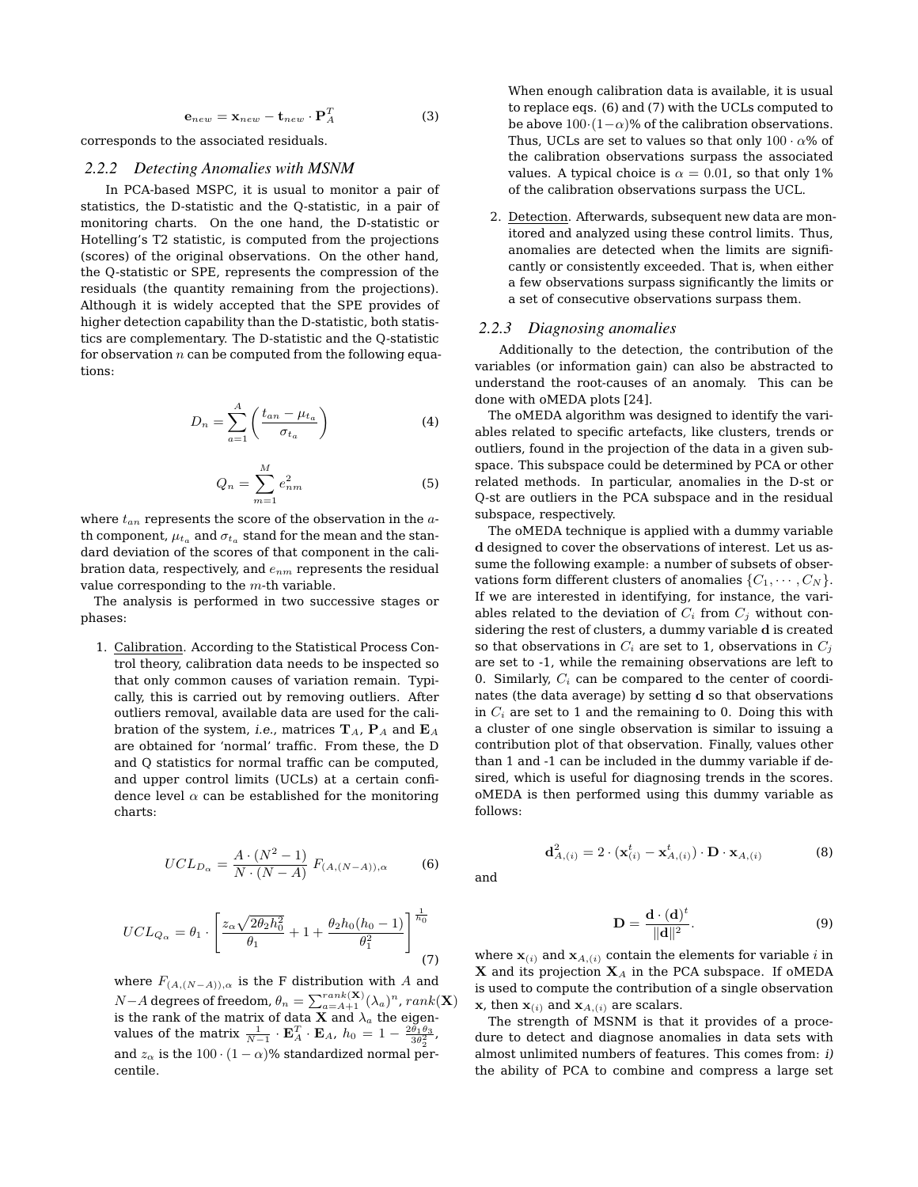$$\mathbf{e}_{new} = \mathbf{x}_{new} - \mathbf{t}_{new} \cdot \mathbf{P}_A^T \tag{3}$$

corresponds to the associated residuals.

### 2.2.2 Detecting Anomalies with MSNM

In PCA-based MSPC, it is usual to monitor a pair of statistics, the D-statistic and the Q-statistic, in a pair of monitoring charts. On the one hand, the D-statistic or Hotelling's T2 statistic, is computed from the projections (scores) of the original observations. On the other hand, the Q-statistic or SPE, represents the compression of the residuals (the quantity remaining from the projections). Although it is widely accepted that the SPE provides of higher detection capability than the D-statistic, both statistics are complementary. The D-statistic and the Q-statistic for observation $n$ can be computed from the following equations:

$$D_n = \sum_{a=1}^{A} \left( \frac{t_{an} - \mu_{t_a}}{\sigma_{t_a}} \right) \tag{4}$$

$$Q_n = \sum_{m=1}^{M} e_{nm}^2 \tag{5}$$

where $t_{an}$ represents the score of the observation in the $a$-th component, $\mu_{t_a}$ and $\sigma_{t_a}$ stand for the mean and the standard deviation of the scores of that component in the calibration data, respectively, and $e_{nm}$ represents the residual value corresponding to the $m$-th variable.

The analysis is performed in two successive stages or phases:

1. Calibration. According to the Statistical Process Control theory, calibration data needs to be inspected so that only common causes of variation remain. Typically, this is carried out by removing outliers. After outliers removal, available data are used for the calibration of the system, *i.e.*, matrices $\mathbf{T}_A$, $\mathbf{P}_A$ and $\mathbf{E}_A$ are obtained for 'normal' traffic. From these, the D and Q statistics for normal traffic can be computed, and upper control limits (UCLs) at a certain confidence level $\alpha$ can be established for the monitoring charts:

$$UCL_{D_\alpha} = \frac{A \cdot (N^2 - 1)}{N \cdot (N - A)} F_{(A,(N-A)),\alpha} \tag{6}$$

$$UCL_{Q_\alpha} = \theta_1 \cdot \left[ \frac{z_\alpha \sqrt{2\theta_2 h_0^2}}{\theta_1} + 1 + \frac{\theta_2 h_0 (h_0 - 1)}{\theta_1^2} \right]^{\frac{1}{h_0}} \tag{7}$$

where $F_{(A,(N-A)),\alpha}$ is the F distribution with $A$ and $N - A$ degrees of freedom, $\theta_n = \sum_{a=A+1}^{rank(\mathbf{X})} (\lambda_a)^n$, $rank(\mathbf{X})$ is the rank of the matrix of data $\mathbf{X}$ and $\lambda_a$ the eigenvalues of the matrix $\frac{1}{N-1} \cdot \mathbf{E}_A^T \cdot \mathbf{E}_A$, $h_0 = 1 - \frac{2\theta_1\theta_3}{3\theta_2^2}$, and $z_\alpha$ is the $100 \cdot (1-\alpha)$% standardized normal percentile.

   When enough calibration data is available, it is usual to replace eqs. (6) and (7) with the UCLs computed to be above $100 \cdot (1-\alpha)$% of the calibration observations. Thus, UCLs are set to values so that only $100 \cdot \alpha$% of the calibration observations surpass the associated values. A typical choice is $\alpha = 0.01$, so that only 1% of the calibration observations surpass the UCL.

2. Detection. Afterwards, subsequent new data are monitored and analyzed using these control limits. Thus, anomalies are detected when the limits are significantly or consistently exceeded. That is, when either a few observations surpass significantly the limits or a set of consecutive observations surpass them.

### 2.2.3 Diagnosing anomalies

Additionally to the detection, the contribution of the variables (or information gain) can also be abstracted to understand the root-causes of an anomaly. This can be done with oMEDA plots [24].

The oMEDA algorithm was designed to identify the variables related to specific artefacts, like clusters, trends or outliers, found in the projection of the data in a given subspace. This subspace could be determined by PCA or other related methods. In particular, anomalies in the D-st or Q-st are outliers in the PCA subspace and in the residual subspace, respectively.

The oMEDA technique is applied with a dummy variable $\mathbf{d}$ designed to cover the observations of interest. Let us assume the following example: a number of subsets of observations form different clusters of anomalies $\{C_1, \cdots, C_N\}$. If we are interested in identifying, for instance, the variables related to the deviation of $C_i$ from $C_j$ without considering the rest of clusters, a dummy variable $\mathbf{d}$ is created so that observations in $C_i$ are set to 1, observations in $C_j$ are set to -1, while the remaining observations are left to 0. Similarly, $C_i$ can be compared to the center of coordinates (the data average) by setting $\mathbf{d}$ so that observations in $C_i$ are set to 1 and the remaining to 0. Doing this with a cluster of one single observation is similar to issuing a contribution plot of that observation. Finally, values other than 1 and -1 can be included in the dummy variable if desired, which is useful for diagnosing trends in the scores. oMEDA is then performed using this dummy variable as follows:

$$\mathbf{d}_{A,(i)}^2 = 2 \cdot (\mathbf{x}_{(i)}^t - \mathbf{x}_{A,(i)}^t) \cdot \mathbf{D} \cdot \mathbf{x}_{A,(i)} \tag{8}$$

and

$$\mathbf{D} = \frac{\mathbf{d} \cdot (\mathbf{d})^t}{\|\mathbf{d}\|^2}. \tag{9}$$

where $\mathbf{x}_{(i)}$ and $\mathbf{x}_{A,(i)}$ contain the elements for variable $i$ in $\mathbf{X}$ and its projection $\mathbf{X}_A$ in the PCA subspace. If oMEDA is used to compute the contribution of a single observation $\mathbf{x}$, then $\mathbf{x}_{(i)}$ and $\mathbf{x}_{A,(i)}$ are scalars.

The strength of MSNM is that it provides of a procedure to detect and diagnose anomalies in data sets with almost unlimited numbers of features. This comes from: *i)* the ability of PCA to combine and compress a large set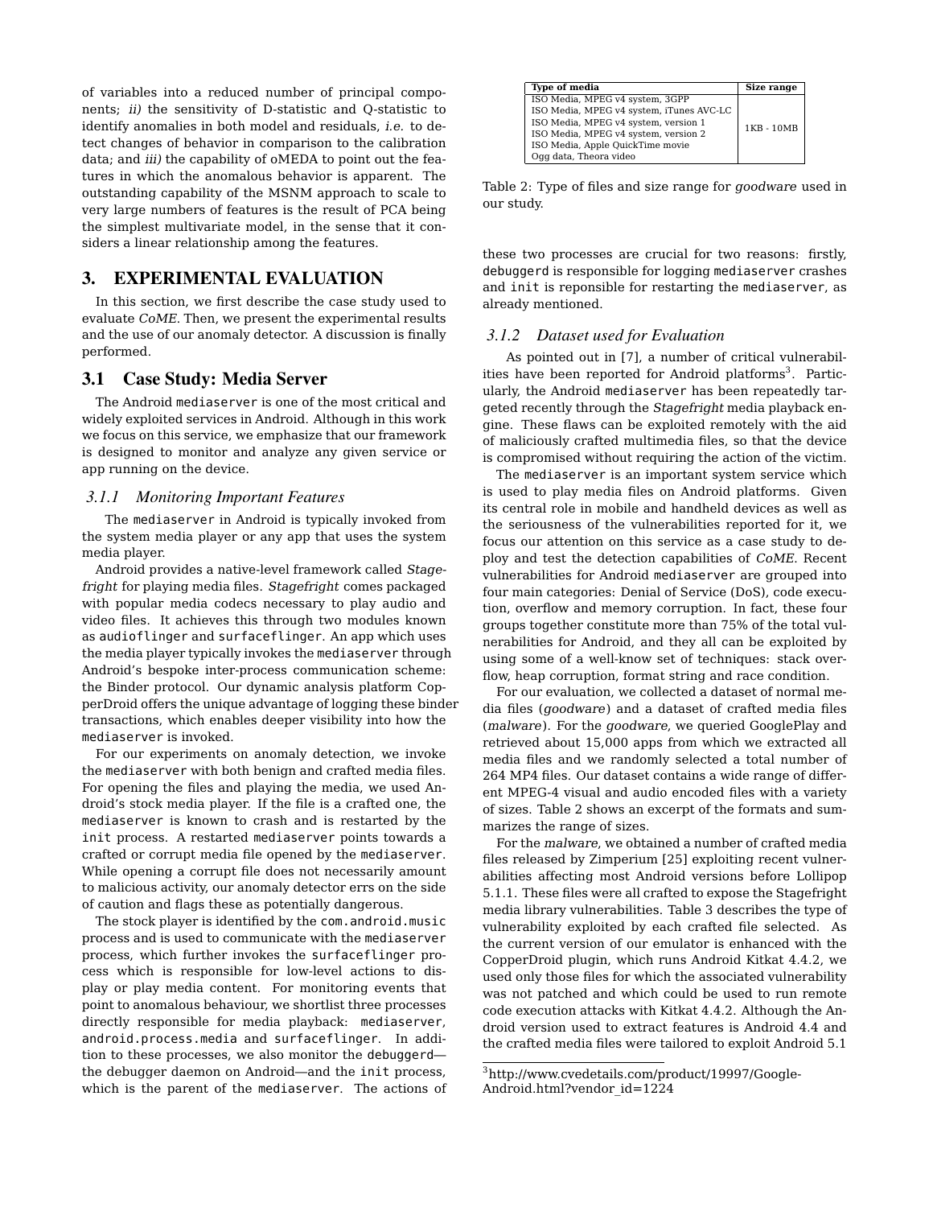of variables into a reduced number of principal components; *ii)* the sensitivity of D-statistic and Q-statistic to identify anomalies in both model and residuals, *i.e.* to detect changes of behavior in comparison to the calibration data; and *iii)* the capability of oMEDA to point out the features in which the anomalous behavior is apparent. The outstanding capability of the MSNM approach to scale to very large numbers of features is the result of PCA being the simplest multivariate model, in the sense that it considers a linear relationship among the features.

## 3. EXPERIMENTAL EVALUATION

In this section, we first describe the case study used to evaluate *CoME*. Then, we present the experimental results and the use of our anomaly detector. A discussion is finally performed.

### 3.1 Case Study: Media Server

The Android `mediaserver` is one of the most critical and widely exploited services in Android. Although in this work we focus on this service, we emphasize that our framework is designed to monitor and analyze any given service or app running on the device.

#### 3.1.1 Monitoring Important Features

The `mediaserver` in Android is typically invoked from the system media player or any app that uses the system media player.

Android provides a native-level framework called *Stagefright* for playing media files. *Stagefright* comes packaged with popular media codecs necessary to play audio and video files. It achieves this through two modules known as `audioflinger` and `surfaceflinger`. An app which uses the media player typically invokes the `mediaserver` through Android's bespoke inter-process communication scheme: the Binder protocol. Our dynamic analysis platform CopperDroid offers the unique advantage of logging these binder transactions, which enables deeper visibility into how the `mediaserver` is invoked.

For our experiments on anomaly detection, we invoke the `mediaserver` with both benign and crafted media files. For opening the files and playing the media, we used Android's stock media player. If the file is a crafted one, the `mediaserver` is known to crash and is restarted by the `init` process. A restarted `mediaserver` points towards a crafted or corrupt media file opened by the `mediaserver`. While opening a corrupt file does not necessarily amount to malicious activity, our anomaly detector errs on the side of caution and flags these as potentially dangerous.

The stock player is identified by the `com.android.music` process and is used to communicate with the `mediaserver` process, which further invokes the `surfaceflinger` process which is responsible for low-level actions to display or play media content. For monitoring events that point to anomalous behaviour, we shortlist three processes directly responsible for media playback: `mediaserver`, `android.process.media` and `surfaceflinger`. In addition to these processes, we also monitor the `debuggerd`—the debugger daemon on Android—and the `init` process, which is the parent of the `mediaserver`. The actions of these two processes are crucial for two reasons: firstly, `debuggerd` is responsible for logging `mediaserver` crashes and `init` is reponsible for restarting the `mediaserver`, as already mentioned.

| Type of media | Size range |
|---|---|
| ISO Media, MPEG v4 system, 3GPP<br>ISO Media, MPEG v4 system, iTunes AVC-LC<br>ISO Media, MPEG v4 system, version 1<br>ISO Media, MPEG v4 system, version 2<br>ISO Media, Apple QuickTime movie<br>Ogg data, Theora video | 1KB - 10MB |

Table 2: Type of files and size range for *goodware* used in our study.

#### 3.1.2 Dataset used for Evaluation

As pointed out in [7], a number of critical vulnerabilities have been reported for Android platforms[3]. Particularly, the Android `mediaserver` has been repeatedly targeted recently through the *Stagefright* media playback engine. These flaws can be exploited remotely with the aid of maliciously crafted multimedia files, so that the device is compromised without requiring the action of the victim.

The `mediaserver` is an important system service which is used to play media files on Android platforms. Given its central role in mobile and handheld devices as well as the seriousness of the vulnerabilities reported for it, we focus our attention on this service as a case study to deploy and test the detection capabilities of *CoME*. Recent vulnerabilities for Android `mediaserver` are grouped into four main categories: Denial of Service (DoS), code execution, overflow and memory corruption. In fact, these four groups together constitute more than 75% of the total vulnerabilities for Android, and they all can be exploited by using some of a well-know set of techniques: stack overflow, heap corruption, format string and race condition.

For our evaluation, we collected a dataset of normal media files (*goodware*) and a dataset of crafted media files (*malware*). For the *goodware*, we queried GooglePlay and retrieved about 15,000 apps from which we extracted all media files and we randomly selected a total number of 264 MP4 files. Our dataset contains a wide range of different MPEG-4 visual and audio encoded files with a variety of sizes. Table 2 shows an excerpt of the formats and summarizes the range of sizes.

For the *malware*, we obtained a number of crafted media files released by Zimperium [25] exploiting recent vulnerabilities affecting most Android versions before Lollipop 5.1.1. These files were all crafted to expose the Stagefright media library vulnerabilities. Table 3 describes the type of vulnerability exploited by each crafted file selected. As the current version of our emulator is enhanced with the CopperDroid plugin, which runs Android Kitkat 4.4.2, we used only those files for which the associated vulnerability was not patched and which could be used to run remote code execution attacks with Kitkat 4.4.2. Although the Android version used to extract features is Android 4.4 and the crafted media files were tailored to exploit Android 5.1

[3] http://www.cvedetails.com/product/19997/Google-Android.html?vendor_id=1224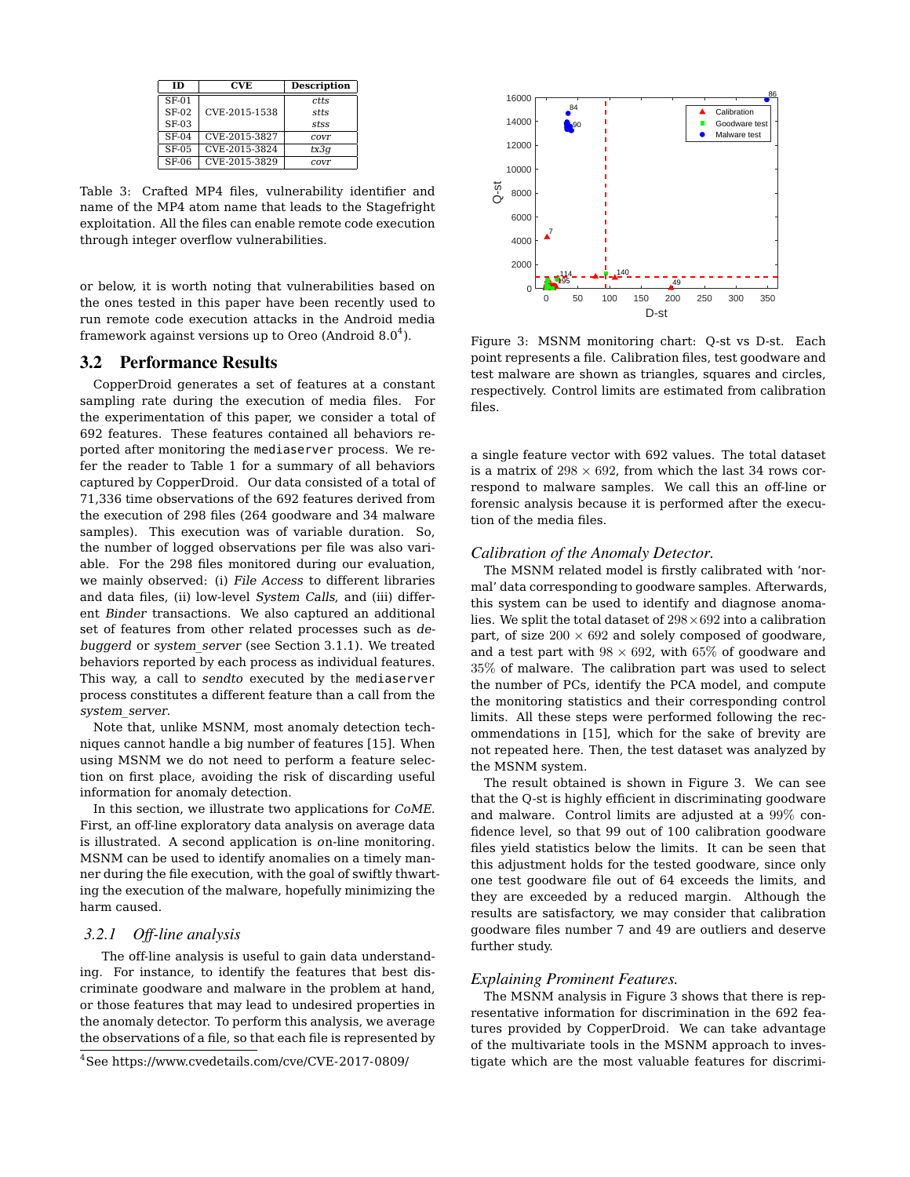| ID | CVE | Description |
|---|---|---|
| SF-01 | CVE-2015-1538 | *ctts* |
| SF-02 | | *stts* |
| SF-03 | | *stss* |
| SF-04 | CVE-2015-3827 | *covr* |
| SF-05 | CVE-2015-3824 | *tx3g* |
| SF-06 | CVE-2015-3829 | *covr* |

Table 3: Crafted MP4 files, vulnerability identifier and name of the MP4 atom name that leads to the Stagefright exploitation. All the files can enable remote code execution through integer overflow vulnerabilities.

or below, it is worth noting that vulnerabilities based on the ones tested in this paper have been recently used to run remote code execution attacks in the Android media framework against versions up to Oreo (Android 8.0[4]).

## 3.2 Performance Results

CopperDroid generates a set of features at a constant sampling rate during the execution of media files. For the experimentation of this paper, we consider a total of 692 features. These features contained all behaviors reported after monitoring the mediaserver process. We refer the reader to Table 1 for a summary of all behaviors captured by CopperDroid. Our data consisted of a total of 71,336 time observations of the 692 features derived from the execution of 298 files (264 goodware and 34 malware samples). This execution was of variable duration. So, the number of logged observations per file was also variable. For the 298 files monitored during our evaluation, we mainly observed: (i) *File Access* to different libraries and data files, (ii) low-level *System Calls*, and (iii) different *Binder* transactions. We also captured an additional set of features from other related processes such as *debuggerd* or *system_server* (see Section 3.1.1). We treated behaviors reported by each process as individual features. This way, a call to *sendto* executed by the mediaserver process constitutes a different feature than a call from the *system_server*.

Note that, unlike MSNM, most anomaly detection techniques cannot handle a big number of features [15]. When using MSNM we do not need to perform a feature selection on first place, avoiding the risk of discarding useful information for anomaly detection.

In this section, we illustrate two applications for *CoME*. First, an off-line exploratory data analysis on average data is illustrated. A second application is *on*-line monitoring. MSNM can be used to identify anomalies on a timely manner during the file execution, with the goal of swiftly thwarting the execution of the malware, hopefully minimizing the harm caused.

### 3.2.1 Off-line analysis

The off-line analysis is useful to gain data understanding. For instance, to identify the features that best discriminate goodware and malware in the problem at hand, or those features that may lead to undesired properties in the anomaly detector. To perform this analysis, we average the observations of a file, so that each file is represented by a single feature vector with 692 values. The total dataset is a matrix of $298 \times 692$, from which the last 34 rows correspond to malware samples. We call this an *off*-line or forensic analysis because it is performed after the execution of the media files.

[4] See https://www.cvedetails.com/cve/CVE-2017-0809/

Figure 3: MSNM monitoring chart: Q-st vs D-st. Each point represents a file. Calibration files, test goodware and test malware are shown as triangles, squares and circles, respectively. Control limits are estimated from calibration files.

*Calibration of the Anomaly Detector.*

The MSNM related model is firstly calibrated with 'normal' data corresponding to goodware samples. Afterwards, this system can be used to identify and diagnose anomalies. We split the total dataset of $298 \times 692$ into a calibration part, of size $200 \times 692$ and solely composed of goodware, and a test part with $98 \times 692$, with $65\%$ of goodware and $35\%$ of malware. The calibration part was used to select the number of PCs, identify the PCA model, and compute the monitoring statistics and their corresponding control limits. All these steps were performed following the recommendations in [15], which for the sake of brevity are not repeated here. Then, the test dataset was analyzed by the MSNM system.

The result obtained is shown in Figure 3. We can see that the Q-st is highly efficient in discriminating goodware and malware. Control limits are adjusted at a $99\%$ confidence level, so that 99 out of 100 calibration goodware files yield statistics below the limits. It can be seen that this adjustment holds for the tested goodware, since only one test goodware file out of 64 exceeds the limits, and they are exceeded by a reduced margin. Although the results are satisfactory, we may consider that calibration goodware files number 7 and 49 are outliers and deserve further study.

*Explaining Prominent Features.*

The MSNM analysis in Figure 3 shows that there is representative information for discrimination in the 692 features provided by CopperDroid. We can take advantage of the multivariate tools in the MSNM approach to investigate which are the most valuable features for discrimi-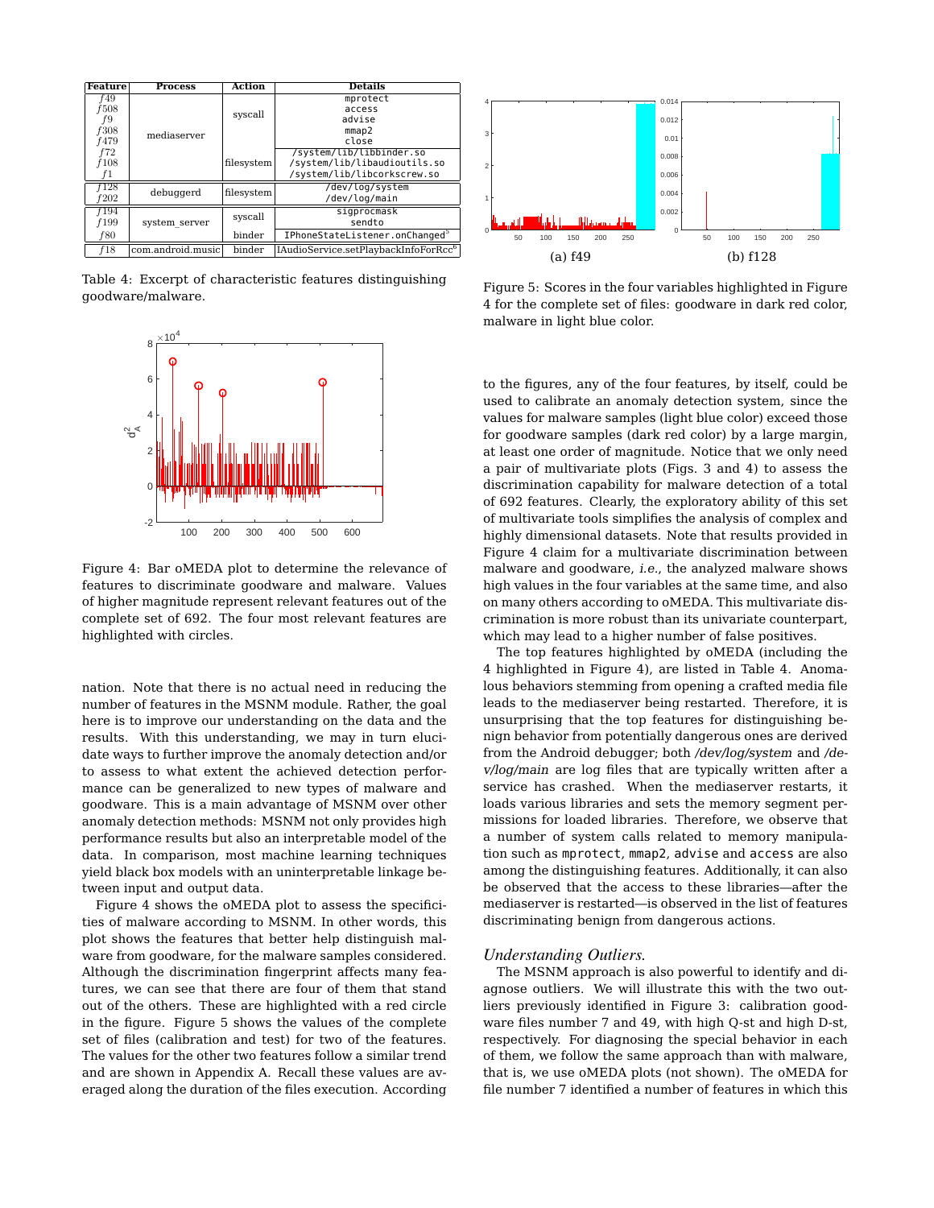| Feature | Process | Action | Details |
|---|---|---|---|
| $f49$ | mediaserver | syscall | mprotect |
| $f508$ | | | access |
| $f9$ | | | advise |
| $f308$ | | | mmap2 |
| $f479$ | | | close |
| $f72$ | | filesystem | /system/lib/libbinder.so |
| $f108$ | | | /system/lib/libaudioutils.so |
| $f1$ | | | /system/lib/libcorkscrew.so |
| $f128$ | debuggerd | filesystem | /dev/log/system |
| $f202$ | | | /dev/log/main |
| $f194$ | system_server | syscall | sigprocmask |
| $f199$ | | | sendto |
| $f80$ | | binder | IPhoneStateListener.onChanged[5] |
| $f18$ | com.android.music | binder | IAudioService.setPlaybackInfoForRcc[6] |

Table 4: Excerpt of characteristic features distinguishing goodware/malware.

Figure 4: Bar oMEDA plot to determine the relevance of features to discriminate goodware and malware. Values of higher magnitude represent relevant features out of the complete set of 692. The four most relevant features are highlighted with circles.

nation. Note that there is no actual need in reducing the number of features in the MSNM module. Rather, the goal here is to improve our understanding on the data and the results. With this understanding, we may in turn elucidate ways to further improve the anomaly detection and/or to assess to what extent the achieved detection performance can be generalized to new types of malware and goodware. This is a main advantage of MSNM over other anomaly detection methods: MSNM not only provides high performance results but also an interpretable model of the data. In comparison, most machine learning techniques yield black box models with an uninterpretable linkage between input and output data.

Figure 4 shows the oMEDA plot to assess the specificities of malware according to MSNM. In other words, this plot shows the features that better help distinguish malware from goodware, for the malware samples considered. Although the discrimination fingerprint affects many features, we can see that there are four of them that stand out of the others. These are highlighted with a red circle in the figure. Figure 5 shows the values of the complete set of files (calibration and test) for two of the features. The values for the other two features follow a similar trend and are shown in Appendix A. Recall these values are averaged along the duration of the files execution. According

Figure 5: Scores in the four variables highlighted in Figure 4 for the complete set of files: goodware in dark red color, malware in light blue color.

(a) f49 (b) f128

to the figures, any of the four features, by itself, could be used to calibrate an anomaly detection system, since the values for malware samples (light blue color) exceed those for goodware samples (dark red color) by a large margin, at least one order of magnitude. Notice that we only need a pair of multivariate plots (Figs. 3 and 4) to assess the discrimination capability for malware detection of a total of 692 features. Clearly, the exploratory ability of this set of multivariate tools simplifies the analysis of complex and highly dimensional datasets. Note that results provided in Figure 4 claim for a multivariate discrimination between malware and goodware, *i.e.*, the analyzed malware shows high values in the four variables at the same time, and also on many others according to oMEDA. This multivariate discrimination is more robust than its univariate counterpart, which may lead to a higher number of false positives.

The top features highlighted by oMEDA (including the 4 highlighted in Figure 4), are listed in Table 4. Anomalous behaviors stemming from opening a crafted media file leads to the mediaserver being restarted. Therefore, it is unsurprising that the top features for distinguishing benign behavior from potentially dangerous ones are derived from the Android debugger; both */dev/log/system* and */dev/log/main* are log files that are typically written after a service has crashed. When the mediaserver restarts, it loads various libraries and sets the memory segment permissions for loaded libraries. Therefore, we observe that a number of system calls related to memory manipulation such as `mprotect`, `mmap2`, `advise` and `access` are also among the distinguishing features. Additionally, it can also be observed that the access to these libraries—after the mediaserver is restarted—is observed in the list of features discriminating benign from dangerous actions.

*Understanding Outliers*.

The MSNM approach is also powerful to identify and diagnose outliers. We will illustrate this with the two outliers previously identified in Figure 3: calibration goodware files number 7 and 49, with high Q-st and high D-st, respectively. For diagnosing the special behavior in each of them, we follow the same approach than with malware, that is, we use oMEDA plots (not shown). The oMEDA for file number 7 identified a number of features in which this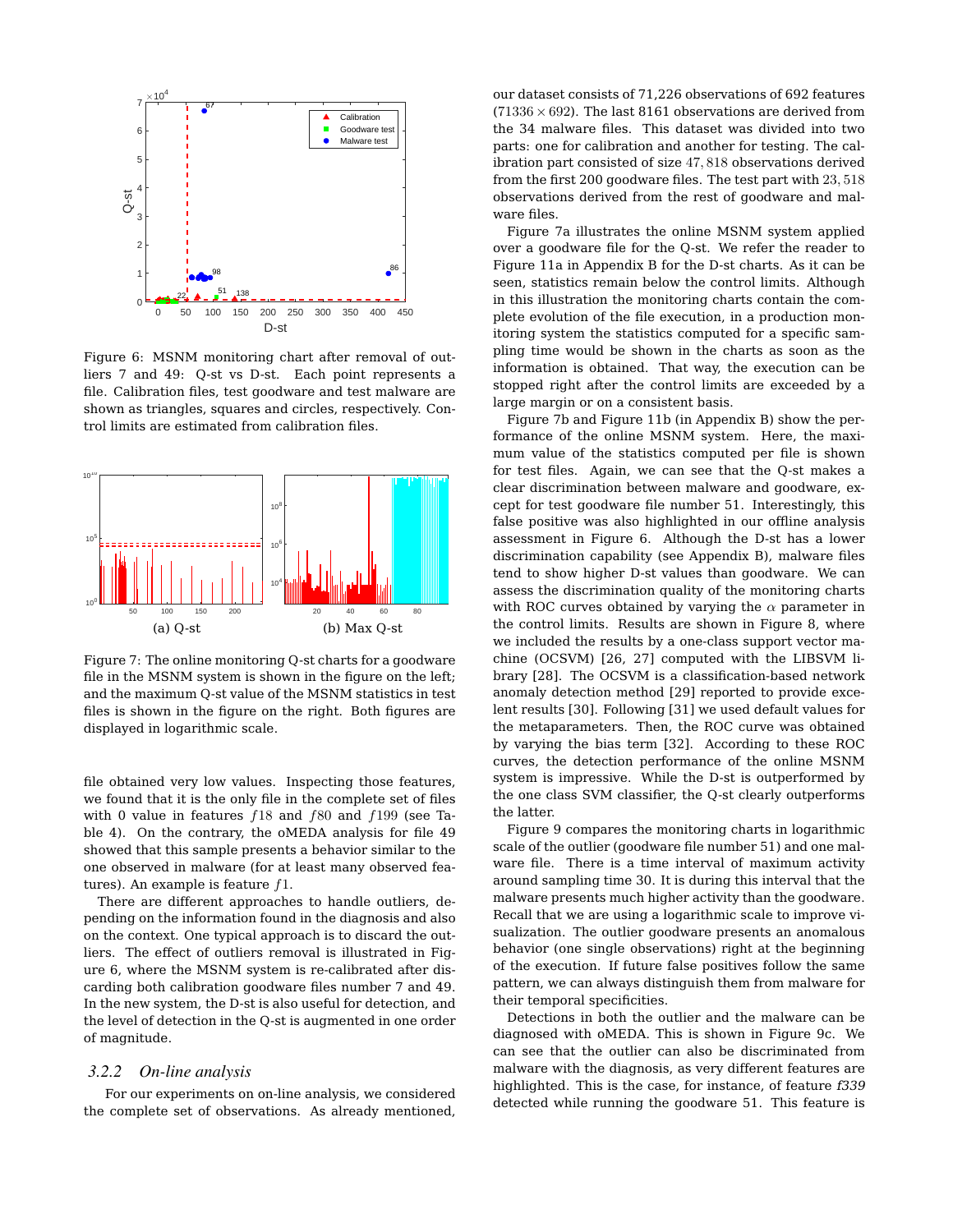Figure 6: MSNM monitoring chart after removal of outliers 7 and 49: Q-st vs D-st. Each point represents a file. Calibration files, test goodware and test malware are shown as triangles, squares and circles, respectively. Control limits are estimated from calibration files.

Figure 7: The online monitoring Q-st charts for a goodware file in the MSNM system is shown in the figure on the left; and the maximum Q-st value of the MSNM statistics in test files is shown in the figure on the right. Both figures are displayed in logarithmic scale.

file obtained very low values. Inspecting those features, we found that it is the only file in the complete set of files with 0 value in features $f18$ and $f80$ and $f199$ (see Table 4). On the contrary, the oMEDA analysis for file 49 showed that this sample presents a behavior similar to the one observed in malware (for at least many observed features). An example is feature $f1$.

There are different approaches to handle outliers, depending on the information found in the diagnosis and also on the context. One typical approach is to discard the outliers. The effect of outliers removal is illustrated in Figure 6, where the MSNM system is re-calibrated after discarding both calibration goodware files number 7 and 49. In the new system, the D-st is also useful for detection, and the level of detection in the Q-st is augmented in one order of magnitude.

### 3.2.2 *On-line analysis*

For our experiments on on-line analysis, we considered the complete set of observations. As already mentioned, our dataset consists of 71,226 observations of 692 features ($71336 \times 692$). The last 8161 observations are derived from the 34 malware files. This dataset was divided into two parts: one for calibration and another for testing. The calibration part consisted of size $47,818$ observations derived from the first 200 goodware files. The test part with $23,518$ observations derived from the rest of goodware and malware files.

Figure 7a illustrates the online MSNM system applied over a goodware file for the Q-st. We refer the reader to Figure 11a in Appendix B for the D-st charts. As it can be seen, statistics remain below the control limits. Although in this illustration the monitoring charts contain the complete evolution of the file execution, in a production monitoring system the statistics computed for a specific sampling time would be shown in the charts as soon as the information is obtained. That way, the execution can be stopped right after the control limits are exceeded by a large margin or on a consistent basis.

Figure 7b and Figure 11b (in Appendix B) show the performance of the online MSNM system. Here, the maximum value of the statistics computed per file is shown for test files. Again, we can see that the Q-st makes a clear discrimination between malware and goodware, except for test goodware file number 51. Interestingly, this false positive was also highlighted in our offline analysis assessment in Figure 6. Although the D-st has a lower discrimination capability (see Appendix B), malware files tend to show higher D-st values than goodware. We can assess the discrimination quality of the monitoring charts with ROC curves obtained by varying the $\alpha$ parameter in the control limits. Results are shown in Figure 8, where we included the results by a one-class support vector machine (OCSVM) [26, 27] computed with the LIBSVM library [28]. The OCSVM is a classification-based network anomaly detection method [29] reported to provide excellent results [30]. Following [31] we used default values for the metaparameters. Then, the ROC curve was obtained by varying the bias term [32]. According to these ROC curves, the detection performance of the online MSNM system is impressive. While the D-st is outperformed by the one class SVM classifier, the Q-st clearly outperforms the latter.

Figure 9 compares the monitoring charts in logarithmic scale of the outlier (goodware file number 51) and one malware file. There is a time interval of maximum activity around sampling time 30. It is during this interval that the malware presents much higher activity than the goodware. Recall that we are using a logarithmic scale to improve visualization. The outlier goodware presents an anomalous behavior (one single observations) right at the beginning of the execution. If future false positives follow the same pattern, we can always distinguish them from malware for their temporal specificities.

Detections in both the outlier and the malware can be diagnosed with oMEDA. This is shown in Figure 9c. We can see that the outlier can also be discriminated from malware with the diagnosis, as very different features are highlighted. This is the case, for instance, of feature *f339* detected while running the goodware 51. This feature is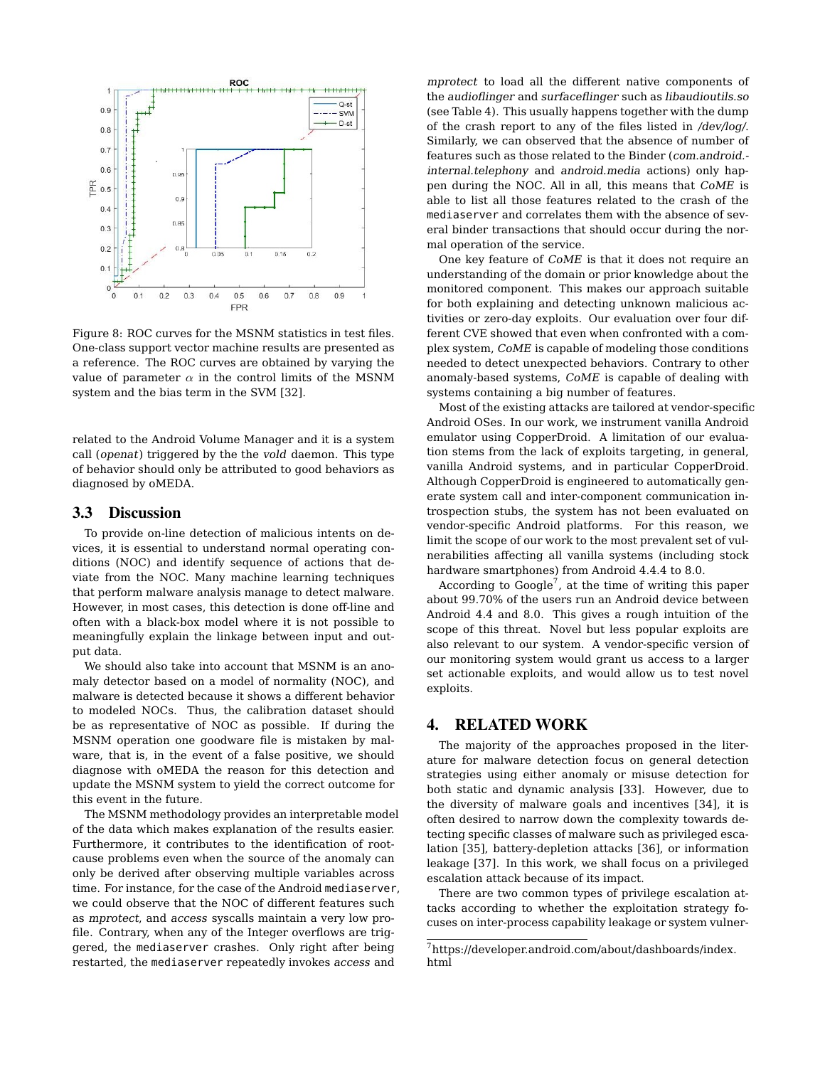ROC

Q-st
SVM
D-st

TPR

FPR

0
0.1
0.2
0.3
0.4
0.5
0.6
0.7
0.8
0.9
1

0.8
0.85
0.9
0.95
1

0
0.05
0.1
0.15
0.2

Figure 8: ROC curves for the MSNM statistics in test files. One-class support vector machine results are presented as a reference. The ROC curves are obtained by varying the value of parameter $\alpha$ in the control limits of the MSNM system and the bias term in the SVM [32].

related to the Android Volume Manager and it is a system call (*openat*) triggered by the the *vold* daemon. This type of behavior should only be attributed to good behaviors as diagnosed by oMEDA.

### 3.3 Discussion

To provide on-line detection of malicious intents on devices, it is essential to understand normal operating conditions (NOC) and identify sequence of actions that deviate from the NOC. Many machine learning techniques that perform malware analysis manage to detect malware. However, in most cases, this detection is done off-line and often with a black-box model where it is not possible to meaningfully explain the linkage between input and output data.

We should also take into account that MSNM is an anomaly detector based on a model of normality (NOC), and malware is detected because it shows a different behavior to modeled NOCs. Thus, the calibration dataset should be as representative of NOC as possible. If during the MSNM operation one goodware file is mistaken by malware, that is, in the event of a false positive, we should diagnose with oMEDA the reason for this detection and update the MSNM system to yield the correct outcome for this event in the future.

The MSNM methodology provides an interpretable model of the data which makes explanation of the results easier. Furthermore, it contributes to the identification of root-cause problems even when the source of the anomaly can only be derived after observing multiple variables across time. For instance, for the case of the Android `mediaserver`, we could observe that the NOC of different features such as *mprotect*, and *access* syscalls maintain a very low profile. Contrary, when any of the Integer overflows are triggered, the `mediaserver` crashes. Only right after being restarted, the `mediaserver` repeatedly invokes *access* and *mprotect* to load all the different native components of the *audioflinger* and *surfaceflinger* such as *libaudioutils.so* (see Table 4). This usually happens together with the dump of the crash report to any of the files listed in */dev/log/*. Similarly, we can observed that the absence of number of features such as those related to the Binder (*com.android.-internal.telephony* and *android.media* actions) only happen during the NOC. All in all, this means that *CoME* is able to list all those features related to the crash of the `mediaserver` and correlates them with the absence of several binder transactions that should occur during the normal operation of the service.

One key feature of *CoME* is that it does not require an understanding of the domain or prior knowledge about the monitored component. This makes our approach suitable for both explaining and detecting unknown malicious activities or zero-day exploits. Our evaluation over four different CVE showed that even when confronted with a complex system, *CoME* is capable of modeling those conditions needed to detect unexpected behaviors. Contrary to other anomaly-based systems, *CoME* is capable of dealing with systems containing a big number of features.

Most of the existing attacks are tailored at vendor-specific Android OSes. In our work, we instrument vanilla Android emulator using CopperDroid. A limitation of our evaluation stems from the lack of exploits targeting, in general, vanilla Android systems, and in particular CopperDroid. Although CopperDroid is engineered to automatically generate system call and inter-component communication introspection stubs, the system has not been evaluated on vendor-specific Android platforms. For this reason, we limit the scope of our work to the most prevalent set of vulnerabilities affecting all vanilla systems (including stock hardware smartphones) from Android 4.4.4 to 8.0.

According to Google[7], at the time of writing this paper about 99.70% of the users run an Android device between Android 4.4 and 8.0. This gives a rough intuition of the scope of this threat. Novel but less popular exploits are also relevant to our system. A vendor-specific version of our monitoring system would grant us access to a larger set actionable exploits, and would allow us to test novel exploits.

## 4. RELATED WORK

The majority of the approaches proposed in the literature for malware detection focus on general detection strategies using either anomaly or misuse detection for both static and dynamic analysis [33]. However, due to the diversity of malware goals and incentives [34], it is often desired to narrow down the complexity towards detecting specific classes of malware such as privileged escalation [35], battery-depletion attacks [36], or information leakage [37]. In this work, we shall focus on a privileged escalation attack because of its impact.

There are two common types of privilege escalation attacks according to whether the exploitation strategy focuses on inter-process capability leakage or system vulner-

[7]https://developer.android.com/about/dashboards/index.html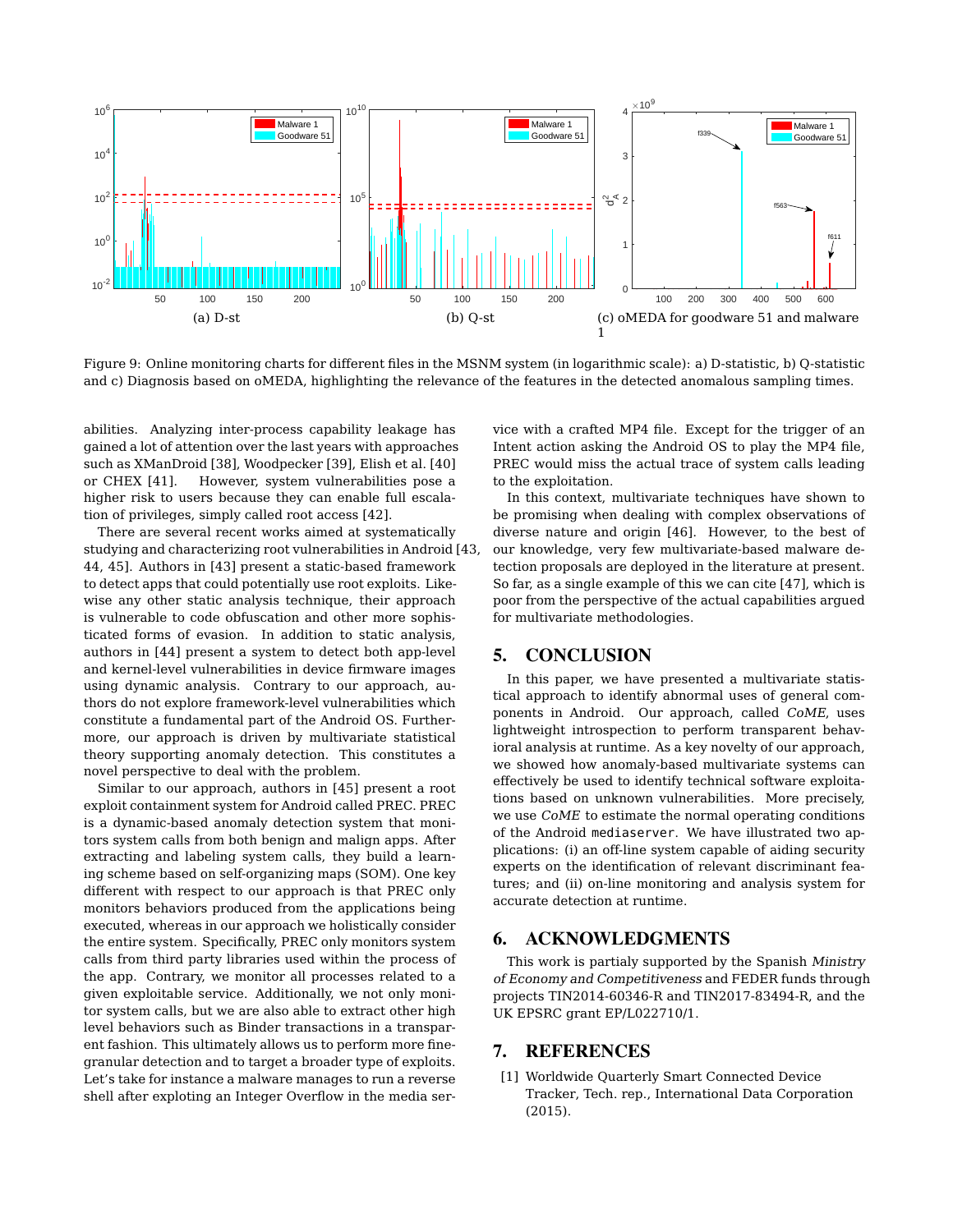(a) D-st

(b) Q-st

(c) oMEDA for goodware 51 and malware 1

Figure 9: Online monitoring charts for different files in the MSNM system (in logarithmic scale): a) D-statistic, b) Q-statistic and c) Diagnosis based on oMEDA, highlighting the relevance of the features in the detected anomalous sampling times.

abilities. Analyzing inter-process capability leakage has gained a lot of attention over the last years with approaches such as XManDroid [38], Woodpecker [39], Elish et al. [40] or CHEX [41]. However, system vulnerabilities pose a higher risk to users because they can enable full escalation of privileges, simply called root access [42].

There are several recent works aimed at systematically studying and characterizing root vulnerabilities in Android [43, 44, 45]. Authors in [43] present a static-based framework to detect apps that could potentially use root exploits. Likewise any other static analysis technique, their approach is vulnerable to code obfuscation and other more sophisticated forms of evasion. In addition to static analysis, authors in [44] present a system to detect both app-level and kernel-level vulnerabilities in device firmware images using dynamic analysis. Contrary to our approach, authors do not explore framework-level vulnerabilities which constitute a fundamental part of the Android OS. Furthermore, our approach is driven by multivariate statistical theory supporting anomaly detection. This constitutes a novel perspective to deal with the problem.

Similar to our approach, authors in [45] present a root exploit containment system for Android called PREC. PREC is a dynamic-based anomaly detection system that monitors system calls from both benign and malign apps. After extracting and labeling system calls, they build a learning scheme based on self-organizing maps (SOM). One key different with respect to our approach is that PREC only monitors behaviors produced from the applications being executed, whereas in our approach we holistically consider the entire system. Specifically, PREC only monitors system calls from third party libraries used within the process of the app. Contrary, we monitor all processes related to a given exploitable service. Additionally, we not only monitor system calls, but we are also able to extract other high level behaviors such as Binder transactions in a transparent fashion. This ultimately allows us to perform more fine-granular detection and to target a broader type of exploits. Let's take for instance a malware manages to run a reverse shell after exploiting an Integer Overflow in the media service with a crafted MP4 file. Except for the trigger of an Intent action asking the Android OS to play the MP4 file, PREC would miss the actual trace of system calls leading to the exploitation.

In this context, multivariate techniques have shown to be promising when dealing with complex observations of diverse nature and origin [46]. However, to the best of our knowledge, very few multivariate-based malware detection proposals are deployed in the literature at present. So far, as a single example of this we can cite [47], which is poor from the perspective of the actual capabilities argued for multivariate methodologies.

## 5. CONCLUSION

In this paper, we have presented a multivariate statistical approach to identify abnormal uses of general components in Android. Our approach, called *CoME*, uses lightweight introspection to perform transparent behavioral analysis at runtime. As a key novelty of our approach, we showed how anomaly-based multivariate systems can effectively be used to identify technical software exploitations based on unknown vulnerabilities. More precisely, we use *CoME* to estimate the normal operating conditions of the Android `mediaserver`. We have illustrated two applications: (i) an off-line system capable of aiding security experts on the identification of relevant discriminant features; and (ii) on-line monitoring and analysis system for accurate detection at runtime.

## 6. ACKNOWLEDGMENTS

This work is partialy supported by the Spanish *Ministry of Economy and Competitiveness* and FEDER funds through projects TIN2014-60346-R and TIN2017-83494-R, and the UK EPSRC grant EP/L022710/1.

## 7. REFERENCES

[1] Worldwide Quarterly Smart Connected Device Tracker, Tech. rep., International Data Corporation (2015).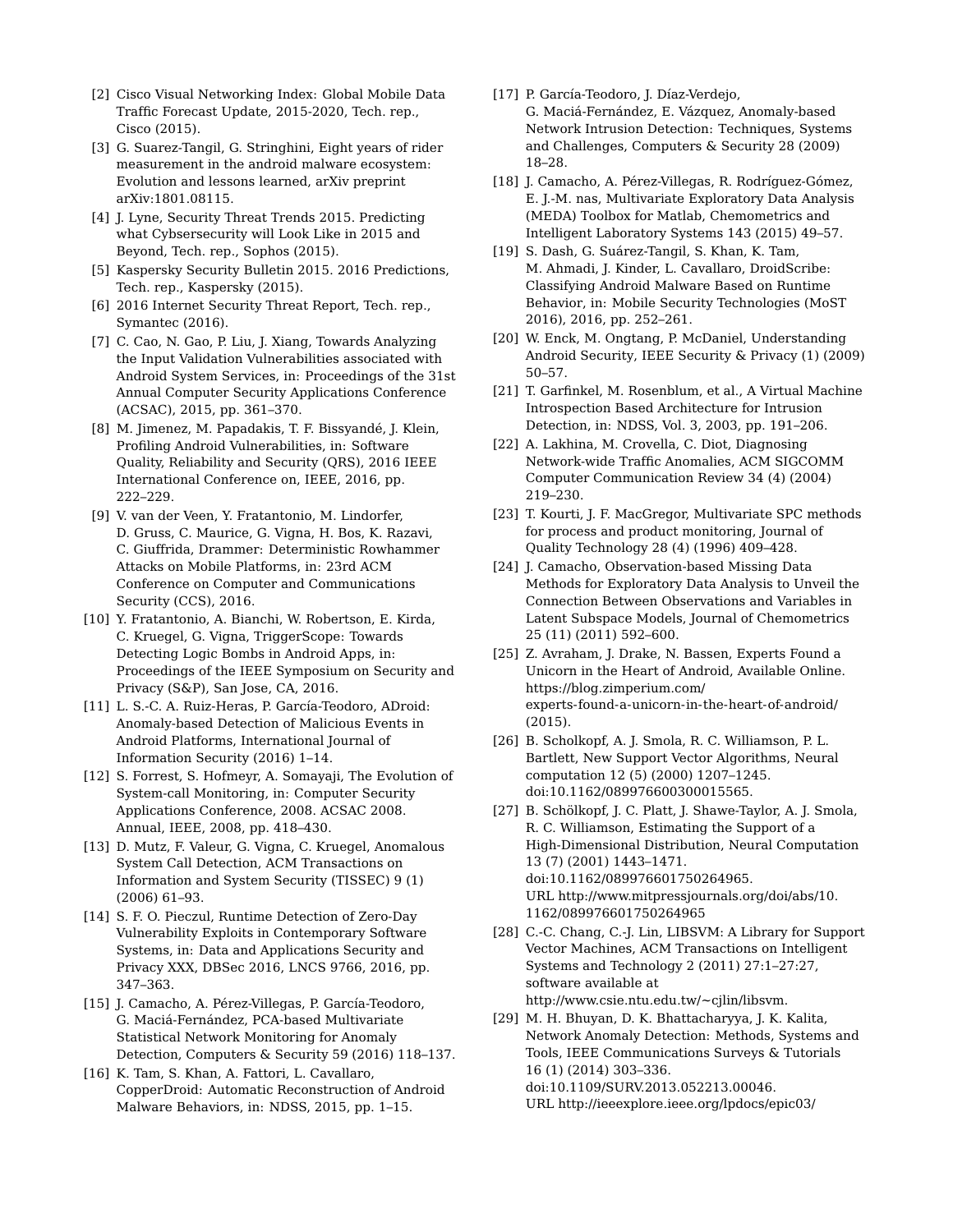[2] Cisco Visual Networking Index: Global Mobile Data Traffic Forecast Update, 2015-2020, Tech. rep., Cisco (2015).

[3] G. Suarez-Tangil, G. Stringhini, Eight years of rider measurement in the android malware ecosystem: Evolution and lessons learned, arXiv preprint arXiv:1801.08115.

[4] J. Lyne, Security Threat Trends 2015. Predicting what Cybsersecurity will Look Like in 2015 and Beyond, Tech. rep., Sophos (2015).

[5] Kaspersky Security Bulletin 2015. 2016 Predictions, Tech. rep., Kaspersky (2015).

[6] 2016 Internet Security Threat Report, Tech. rep., Symantec (2016).

[7] C. Cao, N. Gao, P. Liu, J. Xiang, Towards Analyzing the Input Validation Vulnerabilities associated with Android System Services, in: Proceedings of the 31st Annual Computer Security Applications Conference (ACSAC), 2015, pp. 361–370.

[8] M. Jimenez, M. Papadakis, T. F. Bissyandé, J. Klein, Profiling Android Vulnerabilities, in: Software Quality, Reliability and Security (QRS), 2016 IEEE International Conference on, IEEE, 2016, pp. 222–229.

[9] V. van der Veen, Y. Fratantonio, M. Lindorfer, D. Gruss, C. Maurice, G. Vigna, H. Bos, K. Razavi, C. Giuffrida, Drammer: Deterministic Rowhammer Attacks on Mobile Platforms, in: 23rd ACM Conference on Computer and Communications Security (CCS), 2016.

[10] Y. Fratantonio, A. Bianchi, W. Robertson, E. Kirda, C. Kruegel, G. Vigna, TriggerScope: Towards Detecting Logic Bombs in Android Apps, in: Proceedings of the IEEE Symposium on Security and Privacy (S&P), San Jose, CA, 2016.

[11] L. S.-C. A. Ruiz-Heras, P. García-Teodoro, ADroid: Anomaly-based Detection of Malicious Events in Android Platforms, International Journal of Information Security (2016) 1–14.

[12] S. Forrest, S. Hofmeyr, A. Somayaji, The Evolution of System-call Monitoring, in: Computer Security Applications Conference, 2008. ACSAC 2008. Annual, IEEE, 2008, pp. 418–430.

[13] D. Mutz, F. Valeur, G. Vigna, C. Kruegel, Anomalous System Call Detection, ACM Transactions on Information and System Security (TISSEC) 9 (1) (2006) 61–93.

[14] S. F. O. Pieczul, Runtime Detection of Zero-Day Vulnerability Exploits in Contemporary Software Systems, in: Data and Applications Security and Privacy XXX, DBSec 2016, LNCS 9766, 2016, pp. 347–363.

[15] J. Camacho, A. Pérez-Villegas, P. García-Teodoro, G. Maciá-Fernández, PCA-based Multivariate Statistical Network Monitoring for Anomaly Detection, Computers & Security 59 (2016) 118–137.

[16] K. Tam, S. Khan, A. Fattori, L. Cavallaro, CopperDroid: Automatic Reconstruction of Android Malware Behaviors, in: NDSS, 2015, pp. 1–15.

[17] P. García-Teodoro, J. Díaz-Verdejo, G. Maciá-Fernández, E. Vázquez, Anomaly-based Network Intrusion Detection: Techniques, Systems and Challenges, Computers & Security 28 (2009) 18–28.

[18] J. Camacho, A. Pérez-Villegas, R. Rodríguez-Gómez, E. J.-M. nas, Multivariate Exploratory Data Analysis (MEDA) Toolbox for Matlab, Chemometrics and Intelligent Laboratory Systems 143 (2015) 49–57.

[19] S. Dash, G. Suárez-Tangil, S. Khan, K. Tam, M. Ahmadi, J. Kinder, L. Cavallaro, DroidScribe: Classifying Android Malware Based on Runtime Behavior, in: Mobile Security Technologies (MoST 2016), 2016, pp. 252–261.

[20] W. Enck, M. Ongtang, P. McDaniel, Understanding Android Security, IEEE Security & Privacy (1) (2009) 50–57.

[21] T. Garfinkel, M. Rosenblum, et al., A Virtual Machine Introspection Based Architecture for Intrusion Detection, in: NDSS, Vol. 3, 2003, pp. 191–206.

[22] A. Lakhina, M. Crovella, C. Diot, Diagnosing Network-wide Traffic Anomalies, ACM SIGCOMM Computer Communication Review 34 (4) (2004) 219–230.

[23] T. Kourti, J. F. MacGregor, Multivariate SPC methods for process and product monitoring, Journal of Quality Technology 28 (4) (1996) 409–428.

[24] J. Camacho, Observation-based Missing Data Methods for Exploratory Data Analysis to Unveil the Connection Between Observations and Variables in Latent Subspace Models, Journal of Chemometrics 25 (11) (2011) 592–600.

[25] Z. Avraham, J. Drake, N. Bassen, Experts Found a Unicorn in the Heart of Android, Available Online. https://blog.zimperium.com/experts-found-a-unicorn-in-the-heart-of-android/ (2015).

[26] B. Scholkopf, A. J. Smola, R. C. Williamson, P. L. Bartlett, New Support Vector Algorithms, Neural computation 12 (5) (2000) 1207–1245. doi:10.1162/089976600300015565.

[27] B. Schölkopf, J. C. Platt, J. Shawe-Taylor, A. J. Smola, R. C. Williamson, Estimating the Support of a High-Dimensional Distribution, Neural Computation 13 (7) (2001) 1443–1471. doi:10.1162/089976601750264965. URL http://www.mitpressjournals.org/doi/abs/10.1162/089976601750264965

[28] C.-C. Chang, C.-J. Lin, LIBSVM: A Library for Support Vector Machines, ACM Transactions on Intelligent Systems and Technology 2 (2011) 27:1–27:27, software available at http://www.csie.ntu.edu.tw/~cjlin/libsvm.

[29] M. H. Bhuyan, D. K. Bhattacharyya, J. K. Kalita, Network Anomaly Detection: Methods, Systems and Tools, IEEE Communications Surveys & Tutorials 16 (1) (2014) 303–336. doi:10.1109/SURV.2013.052213.00046. URL http://ieeexplore.ieee.org/lpdocs/epic03/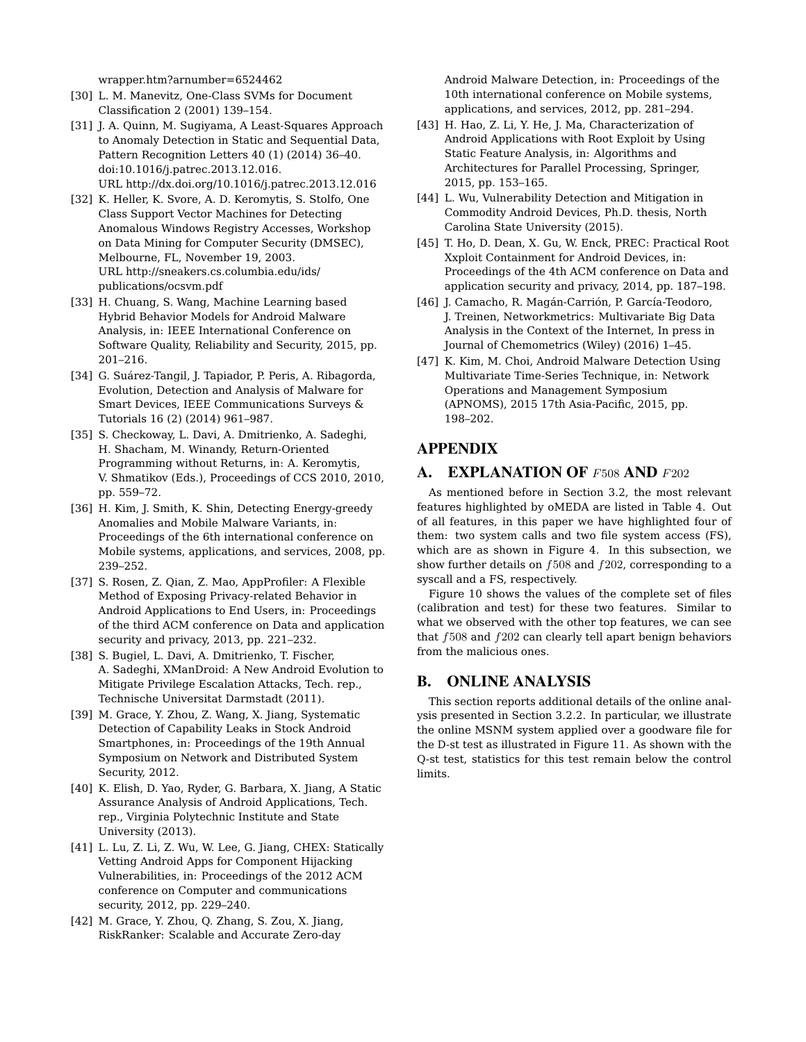wrapper.htm?arnumber=6524462

[30] L. M. Manevitz, One-Class SVMs for Document Classification 2 (2001) 139–154.

[31] J. A. Quinn, M. Sugiyama, A Least-Squares Approach to Anomaly Detection in Static and Sequential Data, Pattern Recognition Letters 40 (1) (2014) 36–40. doi:10.1016/j.patrec.2013.12.016. URL http://dx.doi.org/10.1016/j.patrec.2013.12.016

[32] K. Heller, K. Svore, A. D. Keromytis, S. Stolfo, One Class Support Vector Machines for Detecting Anomalous Windows Registry Accesses, Workshop on Data Mining for Computer Security (DMSEC), Melbourne, FL, November 19, 2003. URL http://sneakers.cs.columbia.edu/ids/publications/ocsvm.pdf

[33] H. Chuang, S. Wang, Machine Learning based Hybrid Behavior Models for Android Malware Analysis, in: IEEE International Conference on Software Quality, Reliability and Security, 2015, pp. 201–216.

[34] G. Suárez-Tangil, J. Tapiador, P. Peris, A. Ribagorda, Evolution, Detection and Analysis of Malware for Smart Devices, IEEE Communications Surveys & Tutorials 16 (2) (2014) 961–987.

[35] S. Checkoway, L. Davi, A. Dmitrienko, A. Sadeghi, H. Shacham, M. Winandy, Return-Oriented Programming without Returns, in: A. Keromytis, V. Shmatikov (Eds.), Proceedings of CCS 2010, 2010, pp. 559–72.

[36] H. Kim, J. Smith, K. Shin, Detecting Energy-greedy Anomalies and Mobile Malware Variants, in: Proceedings of the 6th international conference on Mobile systems, applications, and services, 2008, pp. 239–252.

[37] S. Rosen, Z. Qian, Z. Mao, AppProfiler: A Flexible Method of Exposing Privacy-related Behavior in Android Applications to End Users, in: Proceedings of the third ACM conference on Data and application security and privacy, 2013, pp. 221–232.

[38] S. Bugiel, L. Davi, A. Dmitrienko, T. Fischer, A. Sadeghi, XManDroid: A New Android Evolution to Mitigate Privilege Escalation Attacks, Tech. rep., Technische Universitat Darmstadt (2011).

[39] M. Grace, Y. Zhou, Z. Wang, X. Jiang, Systematic Detection of Capability Leaks in Stock Android Smartphones, in: Proceedings of the 19th Annual Symposium on Network and Distributed System Security, 2012.

[40] K. Elish, D. Yao, Ryder, G. Barbara, X. Jiang, A Static Assurance Analysis of Android Applications, Tech. rep., Virginia Polytechnic Institute and State University (2013).

[41] L. Lu, Z. Li, Z. Wu, W. Lee, G. Jiang, CHEX: Statically Vetting Android Apps for Component Hijacking Vulnerabilities, in: Proceedings of the 2012 ACM conference on Computer and communications security, 2012, pp. 229–240.

[42] M. Grace, Y. Zhou, Q. Zhang, S. Zou, X. Jiang, RiskRanker: Scalable and Accurate Zero-day Android Malware Detection, in: Proceedings of the 10th international conference on Mobile systems, applications, and services, 2012, pp. 281–294.

[43] H. Hao, Z. Li, Y. He, J. Ma, Characterization of Android Applications with Root Exploit by Using Static Feature Analysis, in: Algorithms and Architectures for Parallel Processing, Springer, 2015, pp. 153–165.

[44] L. Wu, Vulnerability Detection and Mitigation in Commodity Android Devices, Ph.D. thesis, North Carolina State University (2015).

[45] T. Ho, D. Dean, X. Gu, W. Enck, PREC: Practical Root Xxploit Containment for Android Devices, in: Proceedings of the 4th ACM conference on Data and application security and privacy, 2014, pp. 187–198.

[46] J. Camacho, R. Magán-Carrión, P. García-Teodoro, J. Treinen, Networkmetrics: Multivariate Big Data Analysis in the Context of the Internet, In press in Journal of Chemometrics (Wiley) (2016) 1–45.

[47] K. Kim, M. Choi, Android Malware Detection Using Multivariate Time-Series Technique, in: Network Operations and Management Symposium (APNOMS), 2015 17th Asia-Pacific, 2015, pp. 198–202.

# APPENDIX

## A. EXPLANATION OF $F508$ AND $F202$

As mentioned before in Section 3.2, the most relevant features highlighted by oMEDA are listed in Table 4. Out of all features, in this paper we have highlighted four of them: two system calls and two file system access (FS), which are as shown in Figure 4. In this subsection, we show further details on $f508$ and $f202$, corresponding to a syscall and a FS, respectively.

Figure 10 shows the values of the complete set of files (calibration and test) for these two features. Similar to what we observed with the other top features, we can see that $f508$ and $f202$ can clearly tell apart benign behaviors from the malicious ones.

## B. ONLINE ANALYSIS

This section reports additional details of the online analysis presented in Section 3.2.2. In particular, we illustrate the online MSNM system applied over a goodware file for the D-st test as illustrated in Figure 11. As shown with the Q-st test, statistics for this test remain below the control limits.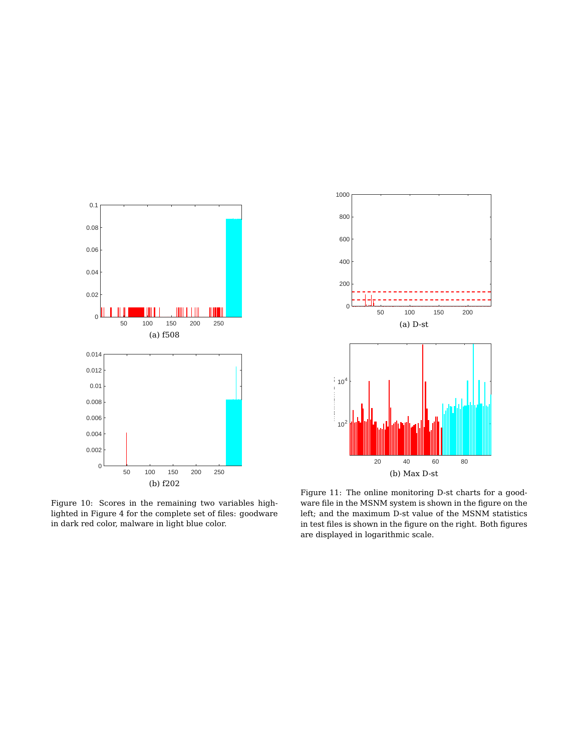0.1

0.08

0.06

0.04

0.02

0

50 100 150 200 250

(a) f508

0.014

0.012

0.01

0.008

0.006

0.004

0.002

0

50 100 150 200 250

(b) f202

Figure 10: Scores in the remaining two variables highlighted in Figure 4 for the complete set of files: goodware in dark red color, malware in light blue color.

1000

800

600

400

200

0

50 100 150 200

(a) D-st

$10^4$

$10^2$

20 40 60 80

(b) Max D-st

Figure 11: The online monitoring D-st charts for a goodware file in the MSNM system is shown in the figure on the left; and the maximum D-st value of the MSNM statistics in test files is shown in the figure on the right. Both figures are displayed in logarithmic scale.